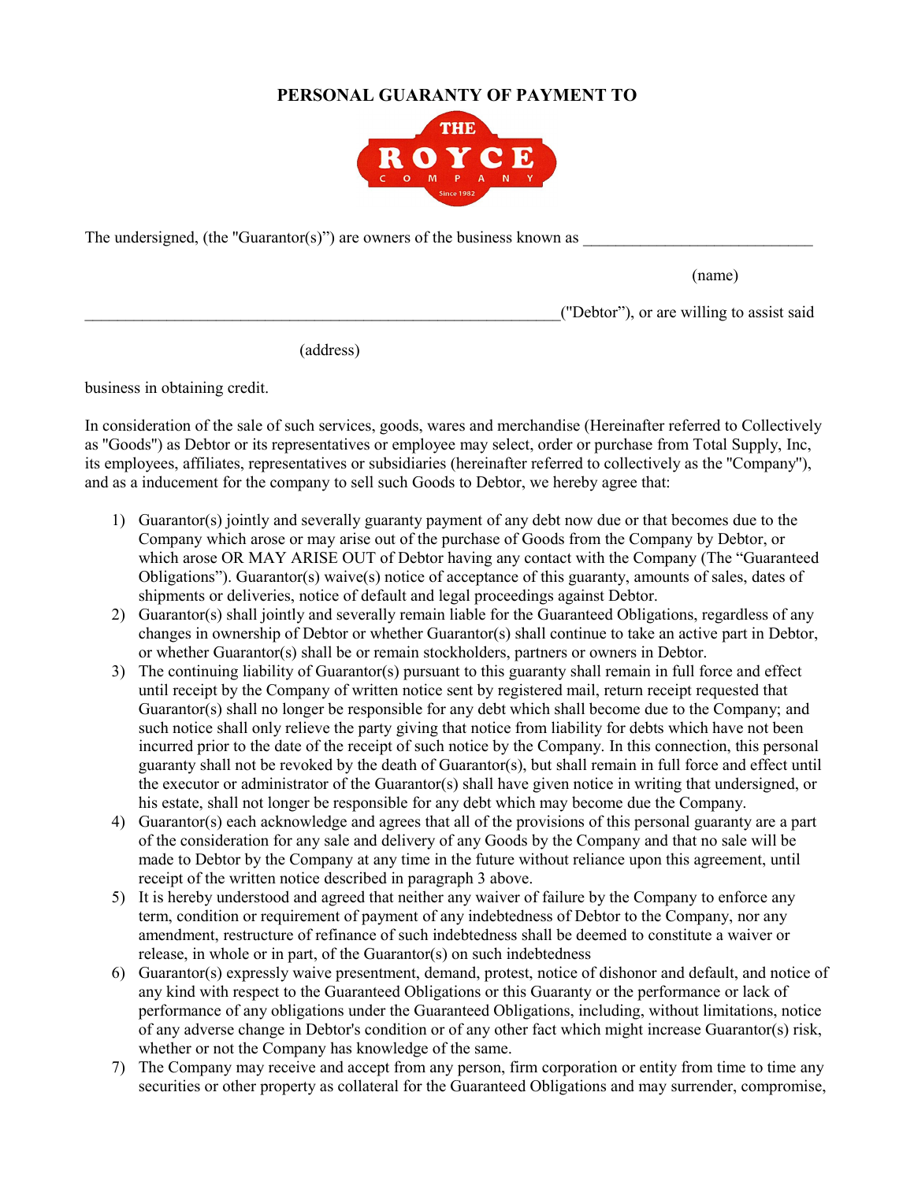# PERSONAL GUARANTY OF PAYMENT TO

THE ROYCE COMPANY Since 1982

The undersigned, (the "Guarantor(s)") are owners of the business known as ____________________________
(name)

____________________________________________________________("Debtor"), or are willing to assist said
(address)

business in obtaining credit.

In consideration of the sale of such services, goods, wares and merchandise (Hereinafter referred to Collectively as "Goods") as Debtor or its representatives or employee may select, order or purchase from Total Supply, Inc, its employees, affiliates, representatives or subsidiaries (hereinafter referred to collectively as the "Company"), and as a inducement for the company to sell such Goods to Debtor, we hereby agree that:

1) Guarantor(s) jointly and severally guaranty payment of any debt now due or that becomes due to the Company which arose or may arise out of the purchase of Goods from the Company by Debtor, or which arose OR MAY ARISE OUT of Debtor having any contact with the Company (The "Guaranteed Obligations"). Guarantor(s) waive(s) notice of acceptance of this guaranty, amounts of sales, dates of shipments or deliveries, notice of default and legal proceedings against Debtor.
2) Guarantor(s) shall jointly and severally remain liable for the Guaranteed Obligations, regardless of any changes in ownership of Debtor or whether Guarantor(s) shall continue to take an active part in Debtor, or whether Guarantor(s) shall be or remain stockholders, partners or owners in Debtor.
3) The continuing liability of Guarantor(s) pursuant to this guaranty shall remain in full force and effect until receipt by the Company of written notice sent by registered mail, return receipt requested that Guarantor(s) shall no longer be responsible for any debt which shall become due to the Company; and such notice shall only relieve the party giving that notice from liability for debts which have not been incurred prior to the date of the receipt of such notice by the Company. In this connection, this personal guaranty shall not be revoked by the death of Guarantor(s), but shall remain in full force and effect until the executor or administrator of the Guarantor(s) shall have given notice in writing that undersigned, or his estate, shall not longer be responsible for any debt which may become due the Company.
4) Guarantor(s) each acknowledge and agrees that all of the provisions of this personal guaranty are a part of the consideration for any sale and delivery of any Goods by the Company and that no sale will be made to Debtor by the Company at any time in the future without reliance upon this agreement, until receipt of the written notice described in paragraph 3 above.
5) It is hereby understood and agreed that neither any waiver of failure by the Company to enforce any term, condition or requirement of payment of any indebtedness of Debtor to the Company, nor any amendment, restructure of refinance of such indebtedness shall be deemed to constitute a waiver or release, in whole or in part, of the Guarantor(s) on such indebtedness
6) Guarantor(s) expressly waive presentment, demand, protest, notice of dishonor and default, and notice of any kind with respect to the Guaranteed Obligations or this Guaranty or the performance or lack of performance of any obligations under the Guaranteed Obligations, including, without limitations, notice of any adverse change in Debtor's condition or of any other fact which might increase Guarantor(s) risk, whether or not the Company has knowledge of the same.
7) The Company may receive and accept from any person, firm corporation or entity from time to time any securities or other property as collateral for the Guaranteed Obligations and may surrender, compromise,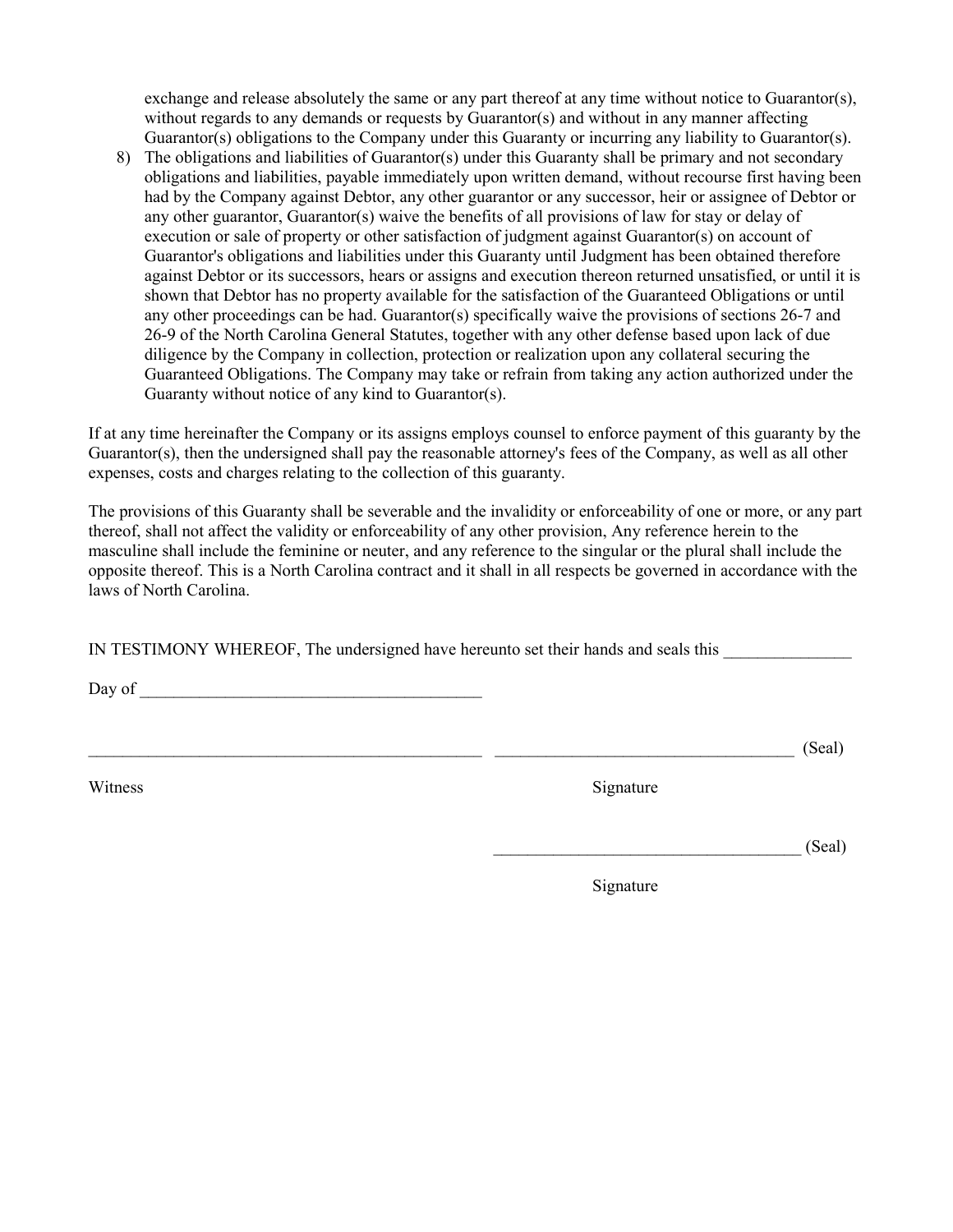exchange and release absolutely the same or any part thereof at any time without notice to Guarantor(s), without regards to any demands or requests by Guarantor(s) and without in any manner affecting Guarantor(s) obligations to the Company under this Guaranty or incurring any liability to Guarantor(s).

8) The obligations and liabilities of Guarantor(s) under this Guaranty shall be primary and not secondary obligations and liabilities, payable immediately upon written demand, without recourse first having been had by the Company against Debtor, any other guarantor or any successor, heir or assignee of Debtor or any other guarantor, Guarantor(s) waive the benefits of all provisions of law for stay or delay of execution or sale of property or other satisfaction of judgment against Guarantor(s) on account of Guarantor's obligations and liabilities under this Guaranty until Judgment has been obtained therefore against Debtor or its successors, hears or assigns and execution thereon returned unsatisfied, or until it is shown that Debtor has no property available for the satisfaction of the Guaranteed Obligations or until any other proceedings can be had. Guarantor(s) specifically waive the provisions of sections 26-7 and 26-9 of the North Carolina General Statutes, together with any other defense based upon lack of due diligence by the Company in collection, protection or realization upon any collateral securing the Guaranteed Obligations. The Company may take or refrain from taking any action authorized under the Guaranty without notice of any kind to Guarantor(s).

If at any time hereinafter the Company or its assigns employs counsel to enforce payment of this guaranty by the Guarantor(s), then the undersigned shall pay the reasonable attorney's fees of the Company, as well as all other expenses, costs and charges relating to the collection of this guaranty.

The provisions of this Guaranty shall be severable and the invalidity or enforceability of one or more, or any part thereof, shall not affect the validity or enforceability of any other provision, Any reference herein to the masculine shall include the feminine or neuter, and any reference to the singular or the plural shall include the opposite thereof. This is a North Carolina contract and it shall in all respects be governed in accordance with the laws of North Carolina.

IN TESTIMONY WHEREOF, The undersigned have hereunto set their hands and seals this _______________

Day of ________________________________________

_______________________________________________ ___________________________________ (Seal)

Witness Signature

___________________________________ (Seal)

Signature